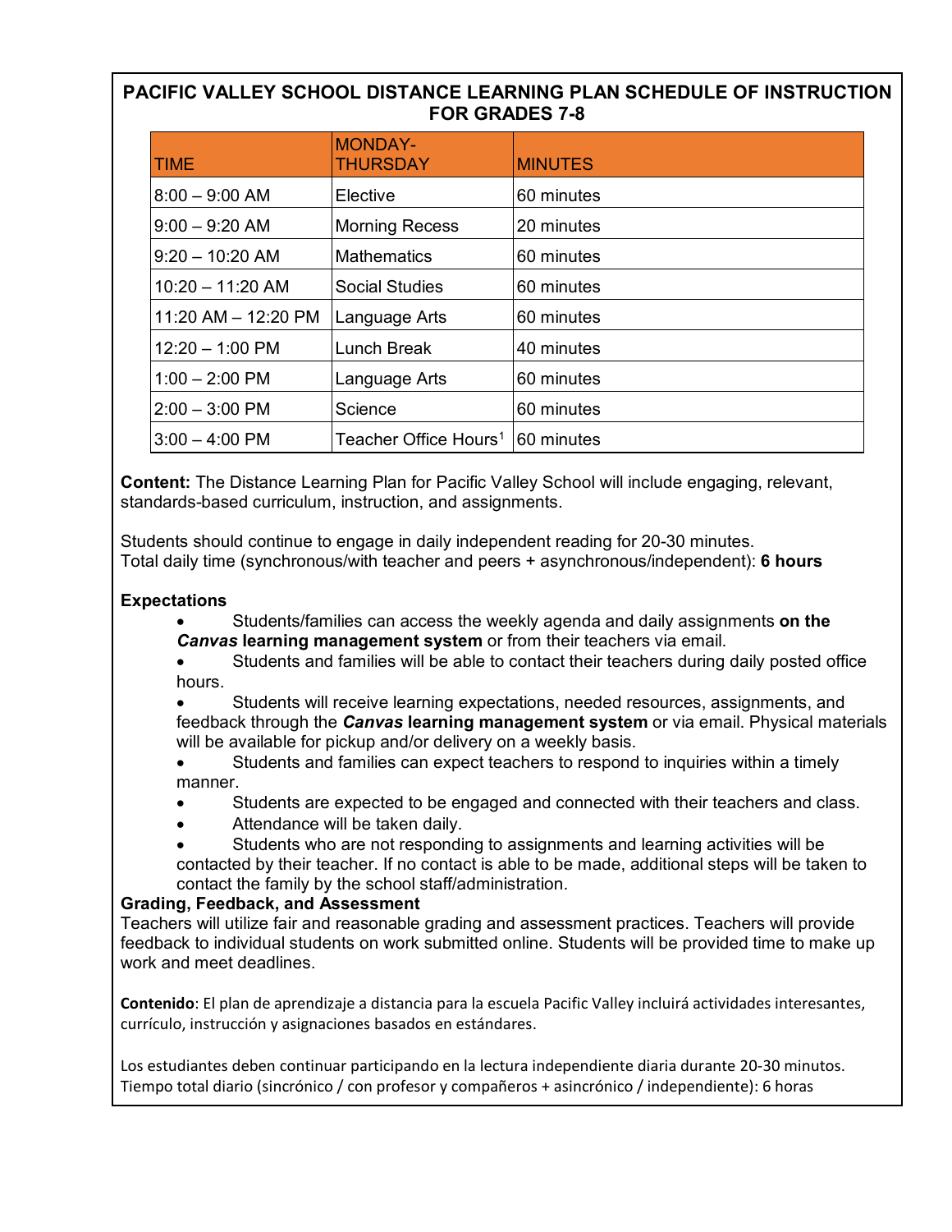# PACIFIC VALLEY SCHOOL DISTANCE LEARNING PLAN SCHEDULE OF INSTRUCTION FOR GRADES 7-8

| TIME | MONDAY-THURSDAY | MINUTES |
|---|---|---|
| 8:00 – 9:00 AM | Elective | 60 minutes |
| 9:00 – 9:20 AM | Morning Recess | 20 minutes |
| 9:20 – 10:20 AM | Mathematics | 60 minutes |
| 10:20 – 11:20 AM | Social Studies | 60 minutes |
| 11:20 AM – 12:20 PM | Language Arts | 60 minutes |
| 12:20 – 1:00 PM | Lunch Break | 40 minutes |
| 1:00 – 2:00 PM | Language Arts | 60 minutes |
| 2:00 – 3:00 PM | Science | 60 minutes |
| 3:00 – 4:00 PM | Teacher Office Hours[1] | 60 minutes |

**Content:** The Distance Learning Plan for Pacific Valley School will include engaging, relevant, standards-based curriculum, instruction, and assignments.

Students should continue to engage in daily independent reading for 20-30 minutes.
Total daily time (synchronous/with teacher and peers + asynchronous/independent): **6 hours**

**Expectations**

- Students/families can access the weekly agenda and daily assignments **on the *Canvas* learning management system** or from their teachers via email.
- Students and families will be able to contact their teachers during daily posted office hours.
- Students will receive learning expectations, needed resources, assignments, and feedback through the ***Canvas* learning management system** or via email. Physical materials will be available for pickup and/or delivery on a weekly basis.
- Students and families can expect teachers to respond to inquiries within a timely manner.
- Students are expected to be engaged and connected with their teachers and class.
- Attendance will be taken daily.
- Students who are not responding to assignments and learning activities will be contacted by their teacher. If no contact is able to be made, additional steps will be taken to contact the family by the school staff/administration.

**Grading, Feedback, and Assessment**

Teachers will utilize fair and reasonable grading and assessment practices. Teachers will provide feedback to individual students on work submitted online. Students will be provided time to make up work and meet deadlines.

**Contenido**: El plan de aprendizaje a distancia para la escuela Pacific Valley incluirá actividades interesantes, currículo, instrucción y asignaciones basados en estándares.

Los estudiantes deben continuar participando en la lectura independiente diaria durante 20-30 minutos.
Tiempo total diario (sincrónico / con profesor y compañeros + asincrónico / independiente): 6 horas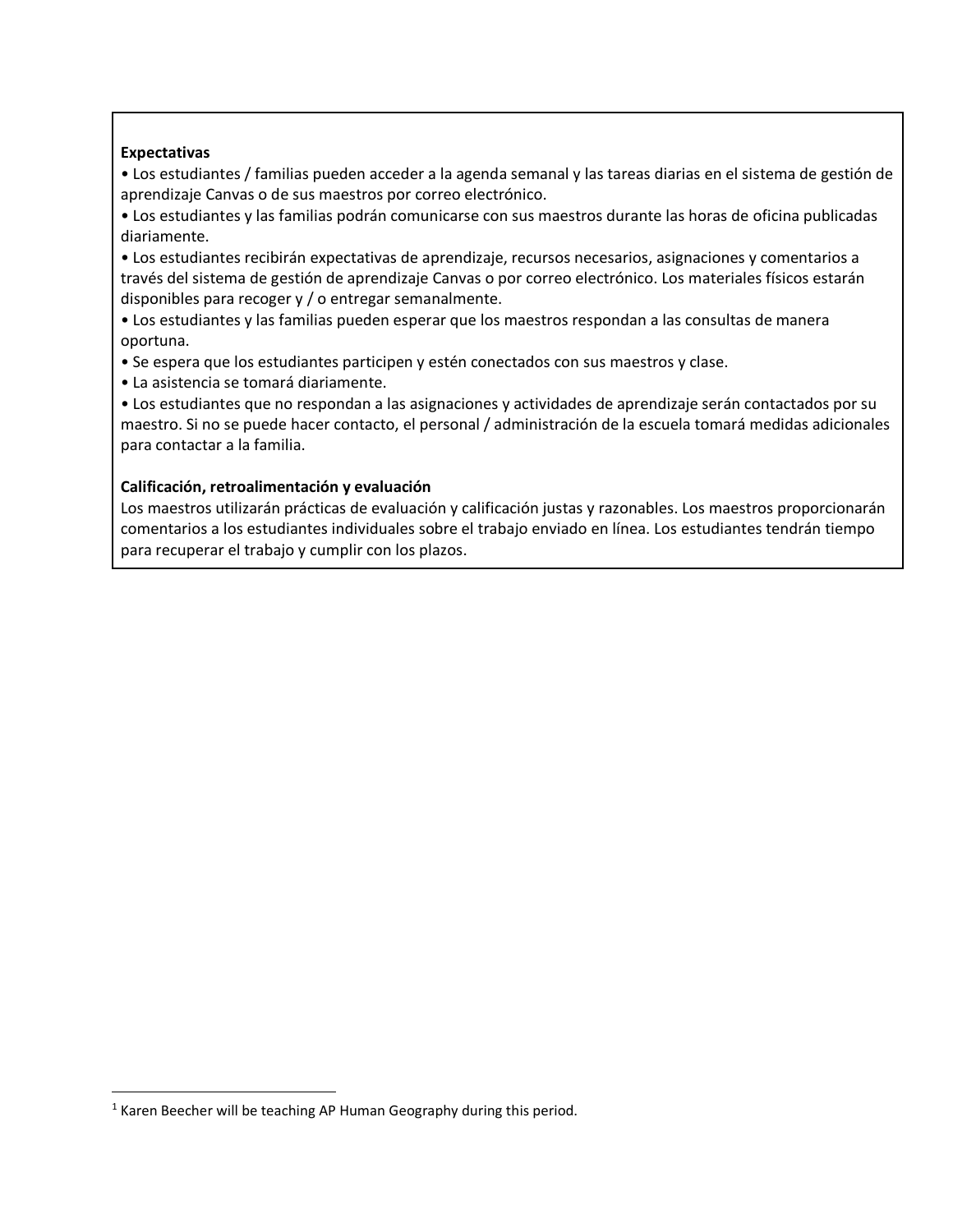**Expectativas**

- Los estudiantes / familias pueden acceder a la agenda semanal y las tareas diarias en el sistema de gestión de aprendizaje Canvas o de sus maestros por correo electrónico.
- Los estudiantes y las familias podrán comunicarse con sus maestros durante las horas de oficina publicadas diariamente.
- Los estudiantes recibirán expectativas de aprendizaje, recursos necesarios, asignaciones y comentarios a través del sistema de gestión de aprendizaje Canvas o por correo electrónico. Los materiales físicos estarán disponibles para recoger y / o entregar semanalmente.
- Los estudiantes y las familias pueden esperar que los maestros respondan a las consultas de manera oportuna.
- Se espera que los estudiantes participen y estén conectados con sus maestros y clase.
- La asistencia se tomará diariamente.
- Los estudiantes que no respondan a las asignaciones y actividades de aprendizaje serán contactados por su maestro. Si no se puede hacer contacto, el personal / administración de la escuela tomará medidas adicionales para contactar a la familia.

**Calificación, retroalimentación y evaluación**

Los maestros utilizarán prácticas de evaluación y calificación justas y razonables. Los maestros proporcionarán comentarios a los estudiantes individuales sobre el trabajo enviado en línea. Los estudiantes tendrán tiempo para recuperar el trabajo y cumplir con los plazos.

---

[1] Karen Beecher will be teaching AP Human Geography during this period.